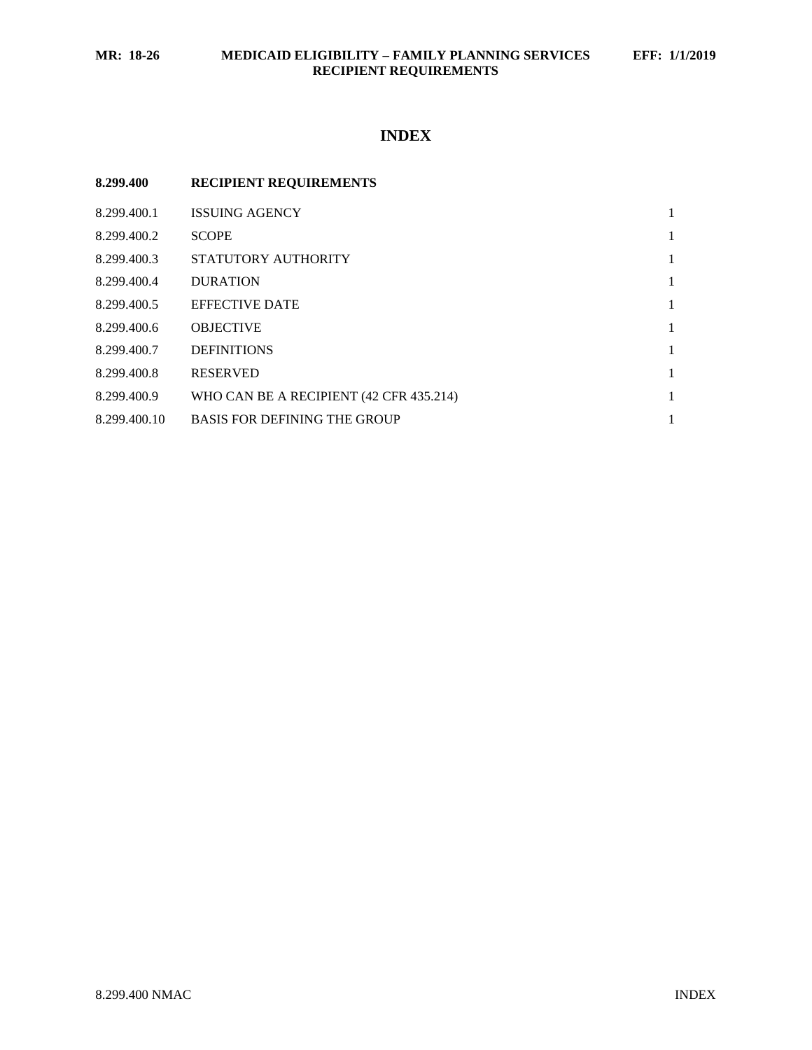# INDEX

| 8.299.400 | RECIPIENT REQUIREMENTS | |
|---|---|---|
| 8.299.400.1 | ISSUING AGENCY | 1 |
| 8.299.400.2 | SCOPE | 1 |
| 8.299.400.3 | STATUTORY AUTHORITY | 1 |
| 8.299.400.4 | DURATION | 1 |
| 8.299.400.5 | EFFECTIVE DATE | 1 |
| 8.299.400.6 | OBJECTIVE | 1 |
| 8.299.400.7 | DEFINITIONS | 1 |
| 8.299.400.8 | RESERVED | 1 |
| 8.299.400.9 | WHO CAN BE A RECIPIENT (42 CFR 435.214) | 1 |
| 8.299.400.10 | BASIS FOR DEFINING THE GROUP | 1 |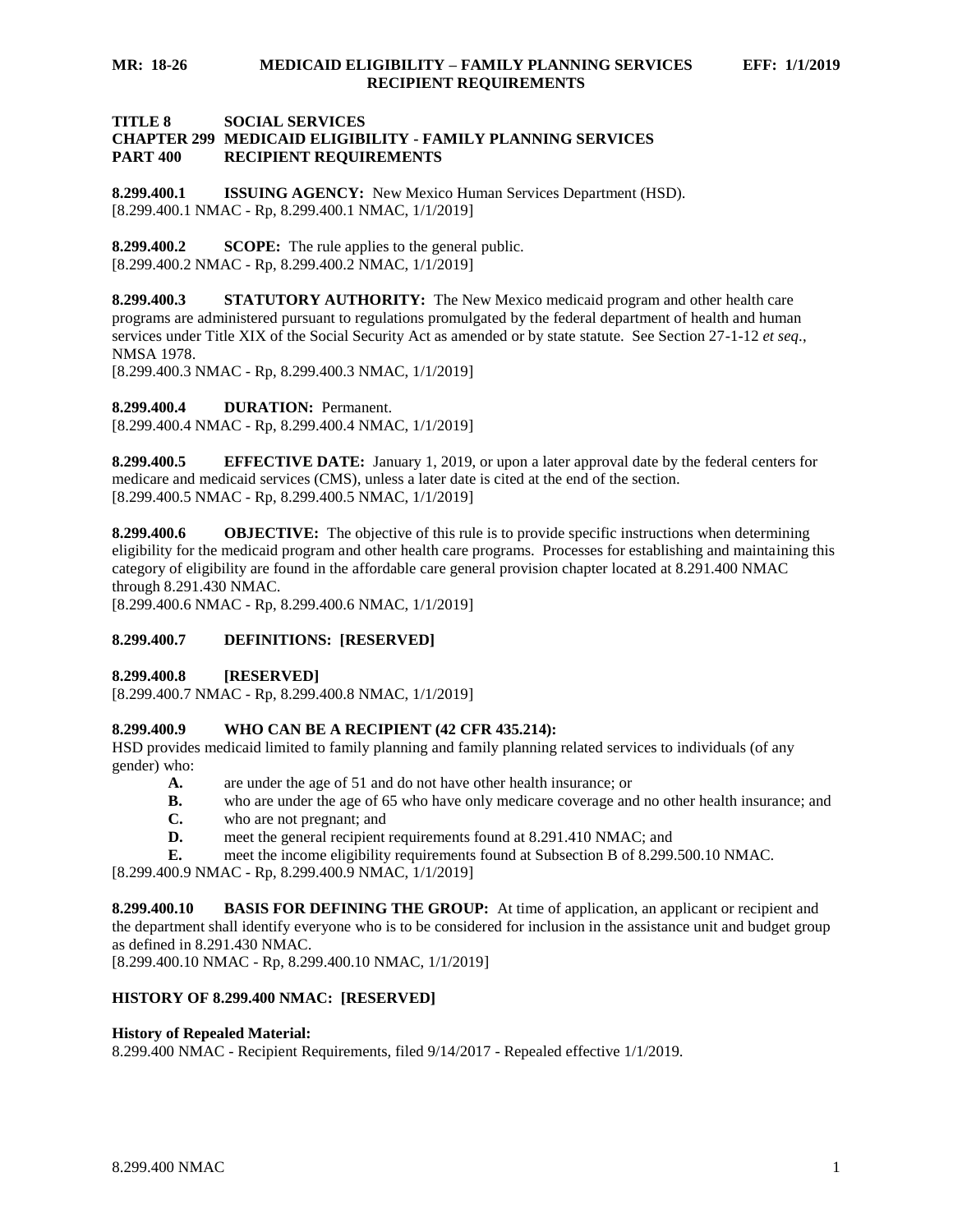**TITLE 8 SOCIAL SERVICES**
**CHAPTER 299 MEDICAID ELIGIBILITY - FAMILY PLANNING SERVICES**
**PART 400 RECIPIENT REQUIREMENTS**

**8.299.400.1 ISSUING AGENCY:** New Mexico Human Services Department (HSD).
[8.299.400.1 NMAC - Rp, 8.299.400.1 NMAC, 1/1/2019]

**8.299.400.2 SCOPE:** The rule applies to the general public.
[8.299.400.2 NMAC - Rp, 8.299.400.2 NMAC, 1/1/2019]

**8.299.400.3 STATUTORY AUTHORITY:** The New Mexico medicaid program and other health care programs are administered pursuant to regulations promulgated by the federal department of health and human services under Title XIX of the Social Security Act as amended or by state statute. See Section 27-1-12 *et seq*., NMSA 1978.
[8.299.400.3 NMAC - Rp, 8.299.400.3 NMAC, 1/1/2019]

**8.299.400.4 DURATION:** Permanent.
[8.299.400.4 NMAC - Rp, 8.299.400.4 NMAC, 1/1/2019]

**8.299.400.5 EFFECTIVE DATE:** January 1, 2019, or upon a later approval date by the federal centers for medicare and medicaid services (CMS), unless a later date is cited at the end of the section.
[8.299.400.5 NMAC - Rp, 8.299.400.5 NMAC, 1/1/2019]

**8.299.400.6 OBJECTIVE:** The objective of this rule is to provide specific instructions when determining eligibility for the medicaid program and other health care programs. Processes for establishing and maintaining this category of eligibility are found in the affordable care general provision chapter located at 8.291.400 NMAC through 8.291.430 NMAC.
[8.299.400.6 NMAC - Rp, 8.299.400.6 NMAC, 1/1/2019]

**8.299.400.7 DEFINITIONS: [RESERVED]**

**8.299.400.8 [RESERVED]**
[8.299.400.7 NMAC - Rp, 8.299.400.8 NMAC, 1/1/2019]

**8.299.400.9 WHO CAN BE A RECIPIENT (42 CFR 435.214):**
HSD provides medicaid limited to family planning and family planning related services to individuals (of any gender) who:

**A.** are under the age of 51 and do not have other health insurance; or
**B.** who are under the age of 65 who have only medicare coverage and no other health insurance; and
**C.** who are not pregnant; and
**D.** meet the general recipient requirements found at 8.291.410 NMAC; and
**E.** meet the income eligibility requirements found at Subsection B of 8.299.500.10 NMAC.

[8.299.400.9 NMAC - Rp, 8.299.400.9 NMAC, 1/1/2019]

**8.299.400.10 BASIS FOR DEFINING THE GROUP:** At time of application, an applicant or recipient and the department shall identify everyone who is to be considered for inclusion in the assistance unit and budget group as defined in 8.291.430 NMAC.
[8.299.400.10 NMAC - Rp, 8.299.400.10 NMAC, 1/1/2019]

**HISTORY OF 8.299.400 NMAC: [RESERVED]**

**History of Repealed Material:**
8.299.400 NMAC - Recipient Requirements, filed 9/14/2017 - Repealed effective 1/1/2019.